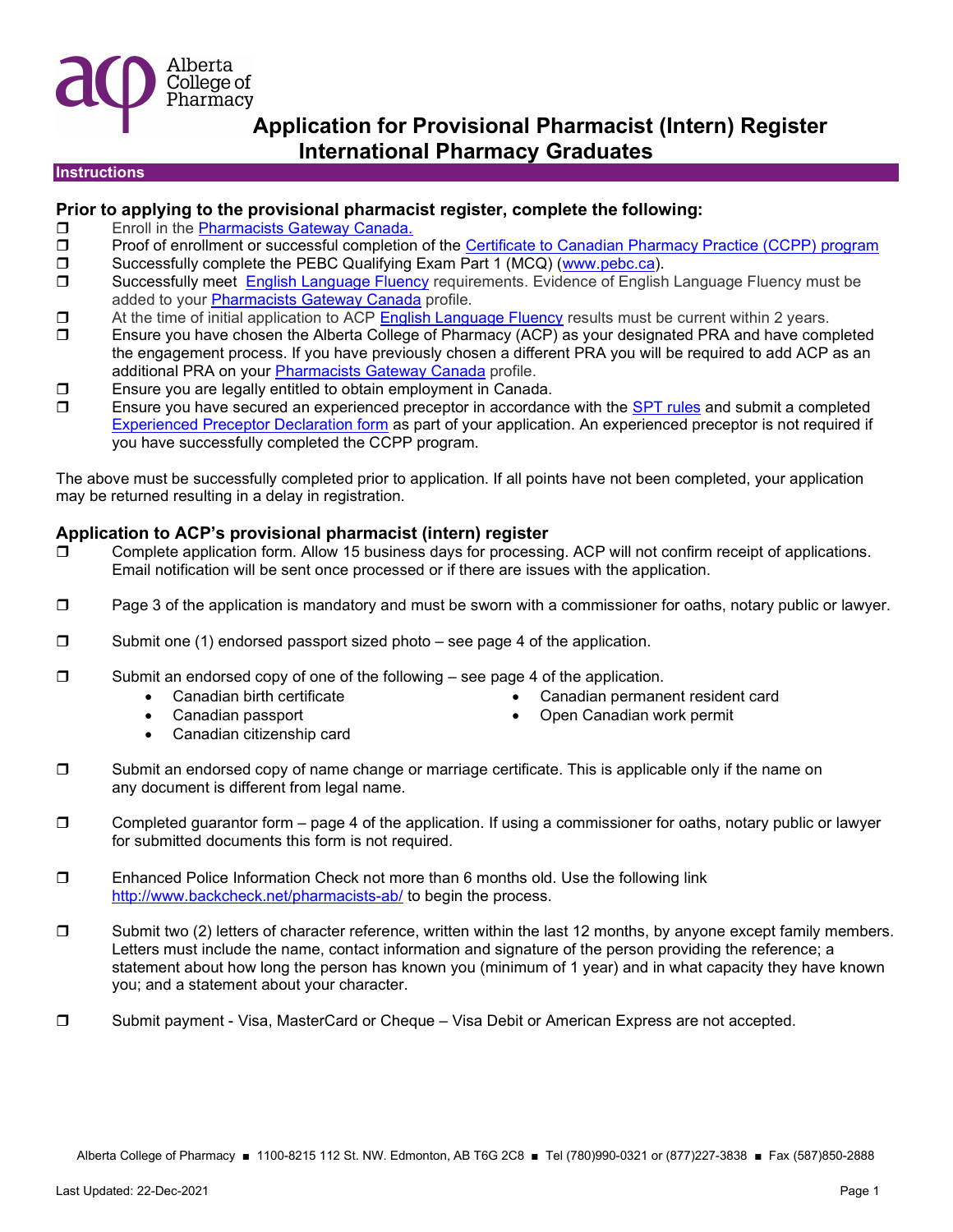Alberta College of Pharmacy

# Application for Provisional Pharmacist (Intern) Register
# International Pharmacy Graduates

## Instructions

### Prior to applying to the provisional pharmacist register, complete the following:

- ❒ Enroll in the Pharmacists Gateway Canada.
- ❒ Proof of enrollment or successful completion of the Certificate to Canadian Pharmacy Practice (CCPP) program
- ❒ Successfully complete the PEBC Qualifying Exam Part 1 (MCQ) (www.pebc.ca).
- ❒ Successfully meet English Language Fluency requirements. Evidence of English Language Fluency must be added to your Pharmacists Gateway Canada profile.
- ❒ At the time of initial application to ACP English Language Fluency results must be current within 2 years.
- ❒ Ensure you have chosen the Alberta College of Pharmacy (ACP) as your designated PRA and have completed the engagement process. If you have previously chosen a different PRA you will be required to add ACP as an additional PRA on your Pharmacists Gateway Canada profile.
- ❒ Ensure you are legally entitled to obtain employment in Canada.
- ❒ Ensure you have secured an experienced preceptor in accordance with the SPT rules and submit a completed Experienced Preceptor Declaration form as part of your application. An experienced preceptor is not required if you have successfully completed the CCPP program.

The above must be successfully completed prior to application. If all points have not been completed, your application may be returned resulting in a delay in registration.

### Application to ACP's provisional pharmacist (intern) register

- ❒ Complete application form. Allow 15 business days for processing. ACP will not confirm receipt of applications. Email notification will be sent once processed or if there are issues with the application.
- ❒ Page 3 of the application is mandatory and must be sworn with a commissioner for oaths, notary public or lawyer.
- ❒ Submit one (1) endorsed passport sized photo – see page 4 of the application.
- ❒ Submit an endorsed copy of one of the following – see page 4 of the application.
  - Canadian birth certificate
  - Canadian passport
  - Canadian citizenship card
  - Canadian permanent resident card
  - Open Canadian work permit
- ❒ Submit an endorsed copy of name change or marriage certificate. This is applicable only if the name on any document is different from legal name.
- ❒ Completed guarantor form – page 4 of the application. If using a commissioner for oaths, notary public or lawyer for submitted documents this form is not required.
- ❒ Enhanced Police Information Check not more than 6 months old. Use the following link http://www.backcheck.net/pharmacists-ab/ to begin the process.
- ❒ Submit two (2) letters of character reference, written within the last 12 months, by anyone except family members. Letters must include the name, contact information and signature of the person providing the reference; a statement about how long the person has known you (minimum of 1 year) and in what capacity they have known you; and a statement about your character.
- ❒ Submit payment - Visa, MasterCard or Cheque – Visa Debit or American Express are not accepted.

Alberta College of Pharmacy ■ 1100-8215 112 St. NW. Edmonton, AB T6G 2C8 ■ Tel (780)990-0321 or (877)227-3838 ■ Fax (587)850-2888

Last Updated: 22-Dec-2021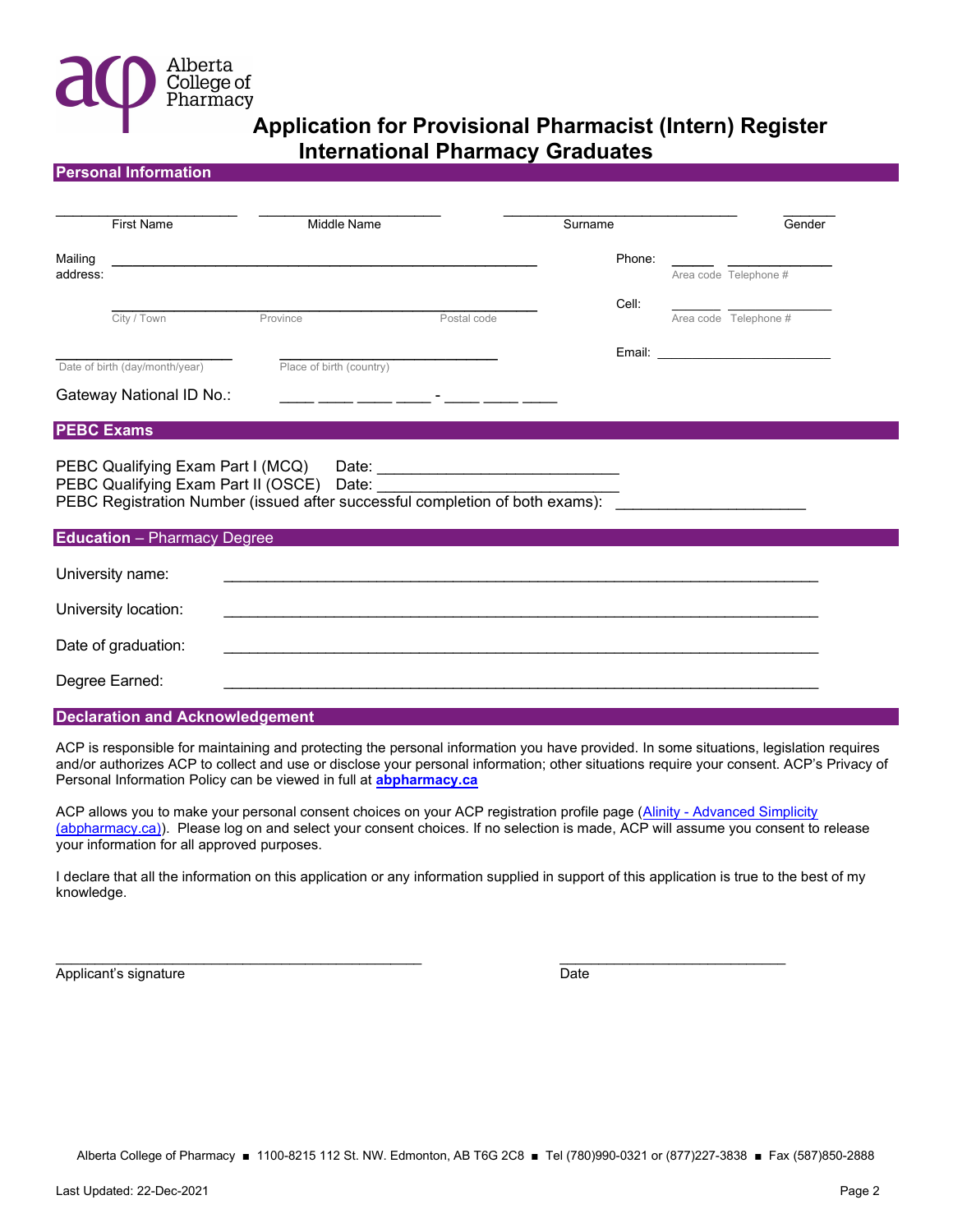Alberta College of Pharmacy

# Application for Provisional Pharmacist (Intern) Register
# International Pharmacy Graduates

## Personal Information

\_\_\_\_\_\_\_\_\_\_\_\_\_\_\_\_\_\_\_\_ \_\_\_\_\_\_\_\_\_\_\_\_\_\_\_\_\_\_\_\_ \_\_\_\_\_\_\_\_\_\_\_\_\_\_\_\_\_\_\_\_ \_\_\_\_\_\_

First Name | Middle Name | Surname | Gender

Mailing address: \_\_\_\_\_\_\_\_\_\_\_\_\_\_\_\_\_\_\_\_\_\_\_\_\_\_\_\_\_\_\_\_\_\_\_\_\_\_\_\_

Phone: \_\_\_\_\_ \_\_\_\_\_\_\_\_\_\_
Area code Telephone #

\_\_\_\_\_\_\_\_\_\_\_\_\_\_\_\_\_\_\_\_\_\_\_\_\_\_\_\_\_\_\_\_\_\_\_\_\_\_\_\_
City / Town | Province | Postal code

Cell: \_\_\_\_\_ \_\_\_\_\_\_\_\_\_\_
Area code Telephone #

\_\_\_\_\_\_\_\_\_\_\_\_\_\_\_\_\_\_\_\_ \_\_\_\_\_\_\_\_\_\_\_\_\_\_\_\_\_\_\_\_
Date of birth (day/month/year) | Place of birth (country)

Email: \_\_\_\_\_\_\_\_\_\_\_\_\_\_\_\_\_\_\_\_

Gateway National ID No.: \_\_\_\_ \_\_\_\_ \_\_\_\_ \_\_\_\_ - \_\_\_\_ \_\_\_\_ \_\_\_\_

## PEBC Exams

PEBC Qualifying Exam Part I (MCQ) Date: \_\_\_\_\_\_\_\_\_\_\_\_\_\_\_\_\_\_\_\_
PEBC Qualifying Exam Part II (OSCE) Date: \_\_\_\_\_\_\_\_\_\_\_\_\_\_\_\_\_\_\_\_
PEBC Registration Number (issued after successful completion of both exams): \_\_\_\_\_\_\_\_\_\_\_\_\_\_\_\_\_\_\_\_

## Education – Pharmacy Degree

University name: \_\_\_\_\_\_\_\_\_\_\_\_\_\_\_\_\_\_\_\_\_\_\_\_\_\_\_\_\_\_\_\_\_\_\_\_\_\_\_\_

University location: \_\_\_\_\_\_\_\_\_\_\_\_\_\_\_\_\_\_\_\_\_\_\_\_\_\_\_\_\_\_\_\_\_\_\_\_\_\_\_\_

Date of graduation: \_\_\_\_\_\_\_\_\_\_\_\_\_\_\_\_\_\_\_\_\_\_\_\_\_\_\_\_\_\_\_\_\_\_\_\_\_\_\_\_

Degree Earned: \_\_\_\_\_\_\_\_\_\_\_\_\_\_\_\_\_\_\_\_\_\_\_\_\_\_\_\_\_\_\_\_\_\_\_\_\_\_\_\_

## Declaration and Acknowledgement

ACP is responsible for maintaining and protecting the personal information you have provided. In some situations, legislation requires and/or authorizes ACP to collect and use or disclose your personal information; other situations require your consent. ACP's Privacy of Personal Information Policy can be viewed in full at **abpharmacy.ca**

ACP allows you to make your personal consent choices on your ACP registration profile page (Alinity - Advanced Simplicity (abpharmacy.ca)). Please log on and select your consent choices. If no selection is made, ACP will assume you consent to release your information for all approved purposes.

I declare that all the information on this application or any information supplied in support of this application is true to the best of my knowledge.

\_\_\_\_\_\_\_\_\_\_\_\_\_\_\_\_\_\_\_\_\_\_\_\_\_\_\_\_\_\_\_\_\_\_\_\_\_\_\_\_ \_\_\_\_\_\_\_\_\_\_\_\_\_\_\_\_\_\_\_\_\_\_\_\_\_\_
Applicant's signature | Date

Alberta College of Pharmacy ■ 1100-8215 112 St. NW. Edmonton, AB T6G 2C8 ■ Tel (780)990-0321 or (877)227-3838 ■ Fax (587)850-2888

Last Updated: 22-Dec-2021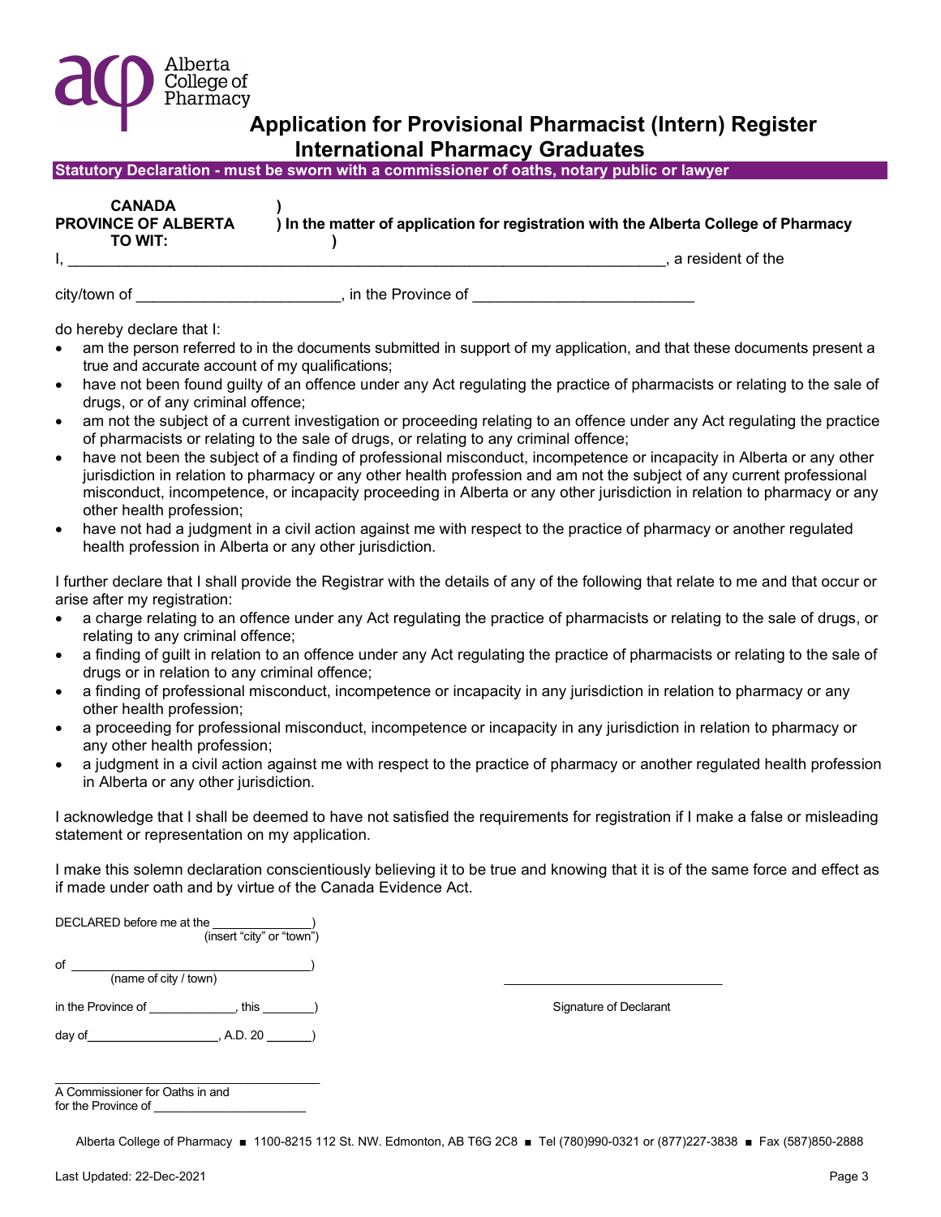Alberta College of Pharmacy

# Application for Provisional Pharmacist (Intern) Register
## International Pharmacy Graduates

**Statutory Declaration - must be sworn with a commissioner of oaths, notary public or lawyer**

**CANADA** )
**PROVINCE OF ALBERTA** ) **In the matter of application for registration with the Alberta College of Pharmacy**
**TO WIT:** )

I, ______________________________________________________________________, a resident of the

city/town of ________________________, in the Province of _________________________

do hereby declare that I:

- am the person referred to in the documents submitted in support of my application, and that these documents present a true and accurate account of my qualifications;
- have not been found guilty of an offence under any Act regulating the practice of pharmacists or relating to the sale of drugs, or of any criminal offence;
- am not the subject of a current investigation or proceeding relating to an offence under any Act regulating the practice of pharmacists or relating to the sale of drugs, or relating to any criminal offence;
- have not been the subject of a finding of professional misconduct, incompetence or incapacity in Alberta or any other jurisdiction in relation to pharmacy or any other health profession and am not the subject of any current professional misconduct, incompetence, or incapacity proceeding in Alberta or any other jurisdiction in relation to pharmacy or any other health profession;
- have not had a judgment in a civil action against me with respect to the practice of pharmacy or another regulated health profession in Alberta or any other jurisdiction.

I further declare that I shall provide the Registrar with the details of any of the following that relate to me and that occur or arise after my registration:

- a charge relating to an offence under any Act regulating the practice of pharmacists or relating to the sale of drugs, or relating to any criminal offence;
- a finding of guilt in relation to an offence under any Act regulating the practice of pharmacists or relating to the sale of drugs or in relation to any criminal offence;
- a finding of professional misconduct, incompetence or incapacity in any jurisdiction in relation to pharmacy or any other health profession;
- a proceeding for professional misconduct, incompetence or incapacity in any jurisdiction in relation to pharmacy or any other health profession;
- a judgment in a civil action against me with respect to the practice of pharmacy or another regulated health profession in Alberta or any other jurisdiction.

I acknowledge that I shall be deemed to have not satisfied the requirements for registration if I make a false or misleading statement or representation on my application.

I make this solemn declaration conscientiously believing it to be true and knowing that it is of the same force and effect as if made under oath and by virtue of the Canada Evidence Act.

DECLARED before me at the _______________)
(insert "city" or "town")

of ___________________________________)
(name of city / town)

in the Province of _____________, this ________)

day of___________________, A.D. 20 _______)

_______________________________
Signature of Declarant

_______________________________________
A Commissioner for Oaths in and
for the Province of ______________________

Alberta College of Pharmacy ■ 1100-8215 112 St. NW. Edmonton, AB T6G 2C8 ■ Tel (780)990-0321 or (877)227-3838 ■ Fax (587)850-2888

Last Updated: 22-Dec-2021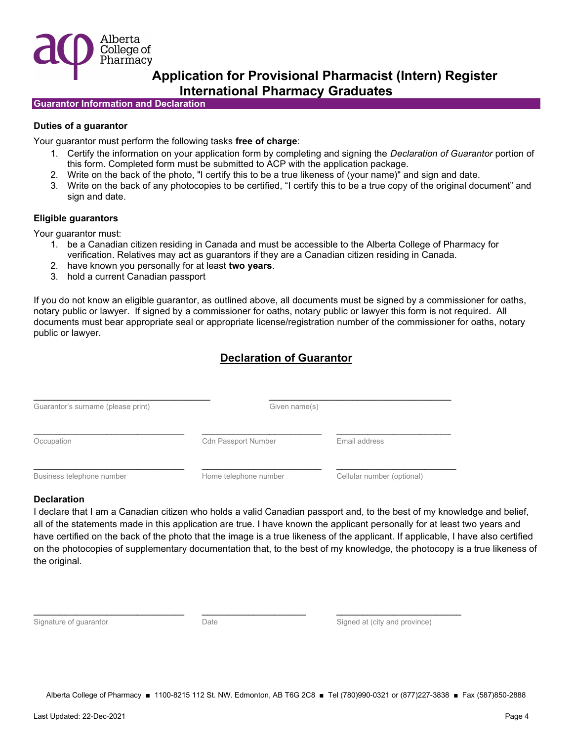# Application for Provisional Pharmacist (Intern) Register International Pharmacy Graduates

## Guarantor Information and Declaration

### Duties of a guarantor

Your guarantor must perform the following tasks **free of charge**:

1. Certify the information on your application form by completing and signing the *Declaration of Guarantor* portion of this form. Completed form must be submitted to ACP with the application package.
2. Write on the back of the photo, "I certify this to be a true likeness of (your name)" and sign and date.
3. Write on the back of any photocopies to be certified, "I certify this to be a true copy of the original document" and sign and date.

### Eligible guarantors

Your guarantor must:

1. be a Canadian citizen residing in Canada and must be accessible to the Alberta College of Pharmacy for verification. Relatives may act as guarantors if they are a Canadian citizen residing in Canada.
2. have known you personally for at least **two years**.
3. hold a current Canadian passport

If you do not know an eligible guarantor, as outlined above, all documents must be signed by a commissioner for oaths, notary public or lawyer. If signed by a commissioner for oaths, notary public or lawyer this form is not required. All documents must bear appropriate seal or appropriate license/registration number of the commissioner for oaths, notary public or lawyer.

## Declaration of Guarantor

| ___________________________________ | ___________________________________ | |
|---|---|---|
| Guarantor's surname (please print) | Given name(s) | |
| ______________________________ | ______________________ | ______________________ |
| Occupation | Cdn Passport Number | Email address |
| ______________________________ | ______________________ | ______________________ |
| Business telephone number | Home telephone number | Cellular number (optional) |

### Declaration

I declare that I am a Canadian citizen who holds a valid Canadian passport and, to the best of my knowledge and belief, all of the statements made in this application are true. I have known the applicant personally for at least two years and have certified on the back of the photo that the image is a true likeness of the applicant. If applicable, I have also certified on the photocopies of supplementary documentation that, to the best of my knowledge, the photocopy is a true likeness of the original.

| ______________________________ | ____________________ | ________________________ |
|---|---|---|
| Signature of guarantor | Date | Signed at (city and province) |

Alberta College of Pharmacy ■ 1100-8215 112 St. NW. Edmonton, AB T6G 2C8 ■ Tel (780)990-0321 or (877)227-3838 ■ Fax (587)850-2888

Last Updated: 22-Dec-2021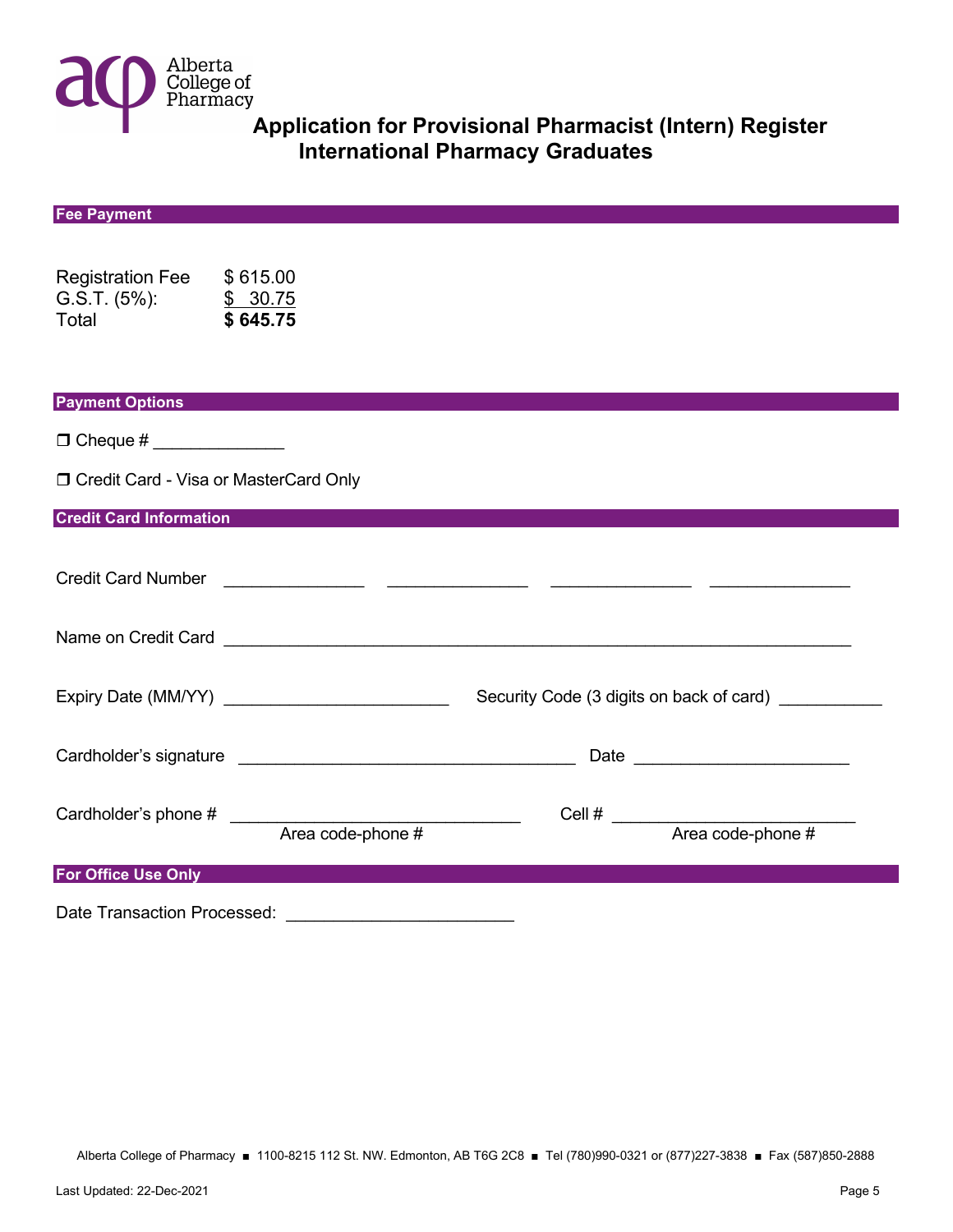Alberta College of Pharmacy

# Application for Provisional Pharmacist (Intern) Register
## International Pharmacy Graduates

### Fee Payment

| | |
|---|---|
| Registration Fee | $ 615.00 |
| G.S.T. (5%): | $ 30.75 |
| Total | **$ 645.75** |

### Payment Options

❒ Cheque # ______________

❒ Credit Card - Visa or MasterCard Only

### Credit Card Information

Credit Card Number _______________ _______________ _______________ _______________

Name on Credit Card ___________________________________________________________________

Expiry Date (MM/YY) ________________________ Security Code (3 digits on back of card) ___________

Cardholder's signature ____________________________________ Date ______________________

Cardholder's phone # ______________________________ Cell # __________________________
Area code-phone # Area code-phone #

### For Office Use Only

Date Transaction Processed: ________________________

Alberta College of Pharmacy ■ 1100-8215 112 St. NW. Edmonton, AB T6G 2C8 ■ Tel (780)990-0321 or (877)227-3838 ■ Fax (587)850-2888

Last Updated: 22-Dec-2021